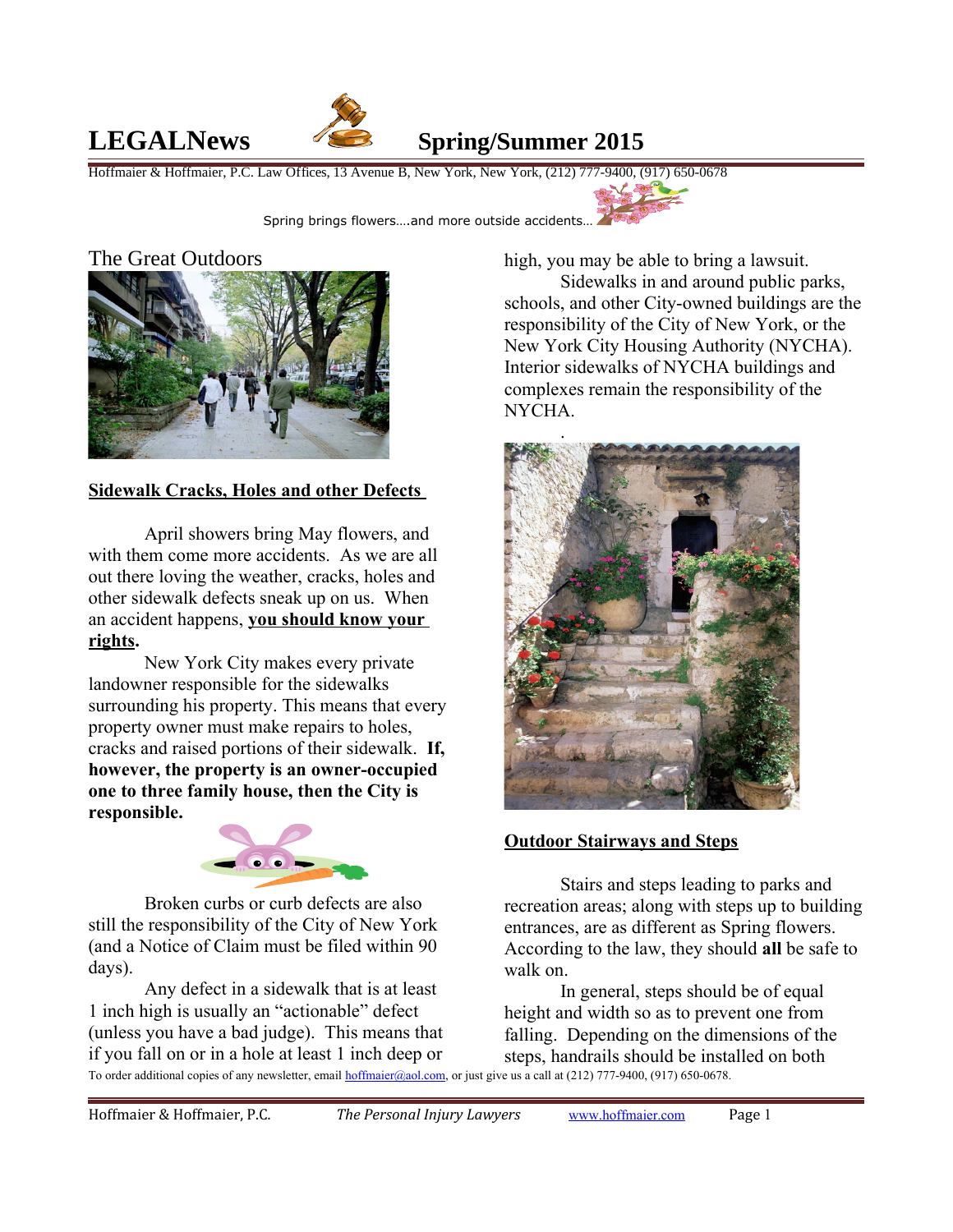# LEGALNews — Spring/Summer 2015

Hoffmaier & Hoffmaier, P.C. Law Offices, 13 Avenue B, New York, New York, (212) 777-9400, (917) 650-0678

Spring brings flowers….and more outside accidents…

## The Great Outdoors

### Sidewalk Cracks, Holes and other Defects

April showers bring May flowers, and with them come more accidents. As we are all out there loving the weather, cracks, holes and other sidewalk defects sneak up on us. When an accident happens, **you should know your rights**.

New York City makes every private landowner responsible for the sidewalks surrounding his property. This means that every property owner must make repairs to holes, cracks and raised portions of their sidewalk. **If, however, the property is an owner-occupied one to three family house, then the City is responsible.**

Broken curbs or curb defects are also still the responsibility of the City of New York (and a Notice of Claim must be filed within 90 days).

Any defect in a sidewalk that is at least 1 inch high is usually an "actionable" defect (unless you have a bad judge). This means that if you fall on or in a hole at least 1 inch deep or high, you may be able to bring a lawsuit.

Sidewalks in and around public parks, schools, and other City-owned buildings are the responsibility of the City of New York, or the New York City Housing Authority (NYCHA). Interior sidewalks of NYCHA buildings and complexes remain the responsibility of the NYCHA.

### Outdoor Stairways and Steps

Stairs and steps leading to parks and recreation areas; along with steps up to building entrances, are as different as Spring flowers. According to the law, they should **all** be safe to walk on.

In general, steps should be of equal height and width so as to prevent one from falling. Depending on the dimensions of the steps, handrails should be installed on both

To order additional copies of any newsletter, email hoffmaier@aol.com, or just give us a call at (212) 777-9400, (917) 650-0678.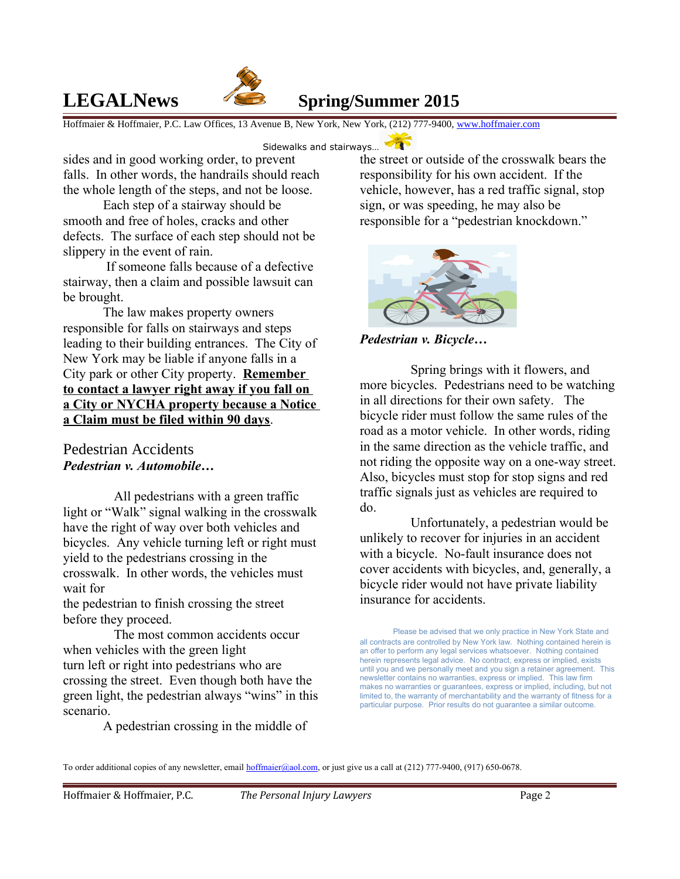# LEGALNews Spring/Summer 2015

Hoffmaier & Hoffmaier, P.C. Law Offices, 13 Avenue B, New York, New York, (212) 777-9400, www.hoffmaier.com

Sidewalks and stairways…

sides and in good working order, to prevent falls. In other words, the handrails should reach the whole length of the steps, and not be loose.

Each step of a stairway should be smooth and free of holes, cracks and other defects. The surface of each step should not be slippery in the event of rain.

If someone falls because of a defective stairway, then a claim and possible lawsuit can be brought.

The law makes property owners responsible for falls on stairways and steps leading to their building entrances. The City of New York may be liable if anyone falls in a City park or other City property. **Remember to contact a lawyer right away if you fall on a City or NYCHA property because a Notice a Claim must be filed within 90 days**.

## Pedestrian Accidents

***Pedestrian v. Automobile…***

All pedestrians with a green traffic light or "Walk" signal walking in the crosswalk have the right of way over both vehicles and bicycles. Any vehicle turning left or right must yield to the pedestrians crossing in the crosswalk. In other words, the vehicles must wait for the pedestrian to finish crossing the street before they proceed.

The most common accidents occur when vehicles with the green light turn left or right into pedestrians who are crossing the street. Even though both have the green light, the pedestrian always "wins" in this scenario.

A pedestrian crossing in the middle of the street or outside of the crosswalk bears the responsibility for his own accident. If the vehicle, however, has a red traffic signal, stop sign, or was speeding, he may also be responsible for a "pedestrian knockdown."

***Pedestrian v. Bicycle…***

Spring brings with it flowers, and more bicycles. Pedestrians need to be watching in all directions for their own safety. The bicycle rider must follow the same rules of the road as a motor vehicle. In other words, riding in the same direction as the vehicle traffic, and not riding the opposite way on a one-way street. Also, bicycles must stop for stop signs and red traffic signals just as vehicles are required to do.

Unfortunately, a pedestrian would be unlikely to recover for injuries in an accident with a bicycle. No-fault insurance does not cover accidents with bicycles, and, generally, a bicycle rider would not have private liability insurance for accidents.

Please be advised that we only practice in New York State and all contracts are controlled by New York law. Nothing contained herein is an offer to perform any legal services whatsoever. Nothing contained herein represents legal advice. No contract, express or implied, exists until you and we personally meet and you sign a retainer agreement. This newsletter contains no warranties, express or implied. This law firm makes no warranties or guarantees, express or implied, including, but not limited to, the warranty of merchantability and the warranty of fitness for a particular purpose. Prior results do not guarantee a similar outcome.

To order additional copies of any newsletter, email hoffmaier@aol.com, or just give us a call at (212) 777-9400, (917) 650-0678.